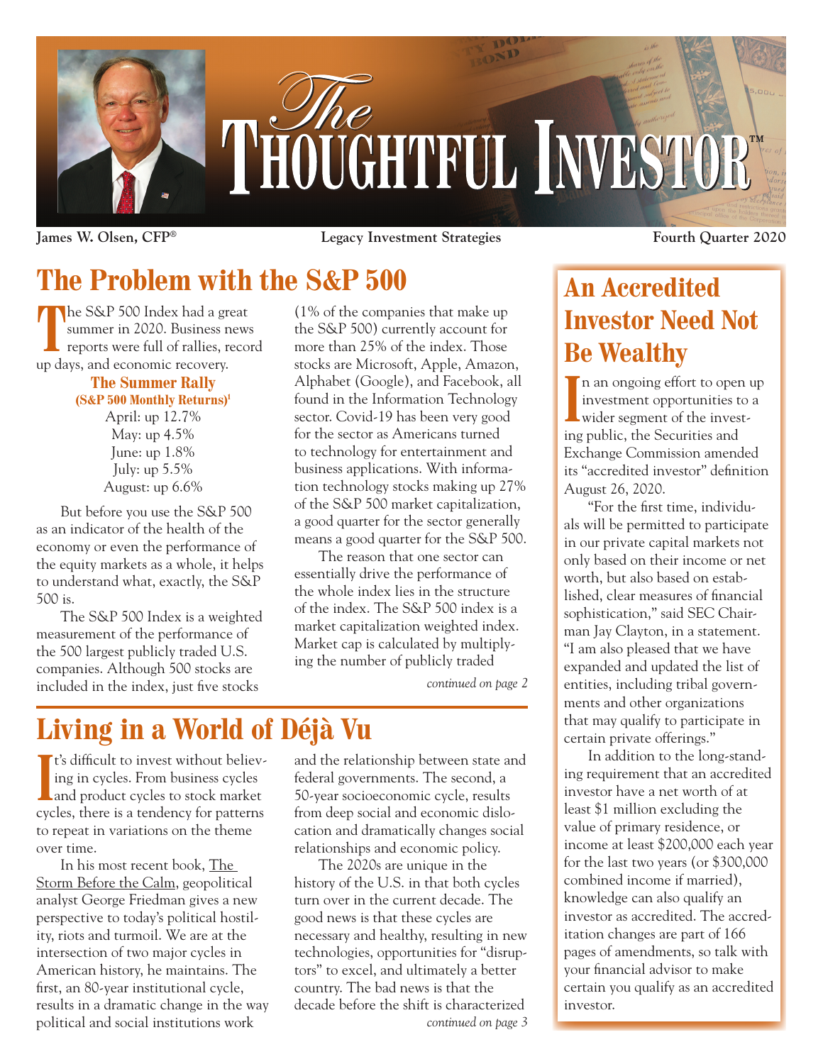# The Thoughtful Investor™

**James W. Olsen, CFP®** | **Legacy Investment Strategies** | **Fourth Quarter 2020**

## The Problem with the S&P 500

The S&P 500 Index had a great summer in 2020. Business news reports were full of rallies, record up days, and economic recovery.

**The Summer Rally**
**(S&P 500 Monthly Returns)[1]**

April: up 12.7%
May: up 4.5%
June: up 1.8%
July: up 5.5%
August: up 6.6%

But before you use the S&P 500 as an indicator of the health of the economy or even the performance of the equity markets as a whole, it helps to understand what, exactly, the S&P 500 is.

The S&P 500 Index is a weighted measurement of the performance of the 500 largest publicly traded U.S. companies. Although 500 stocks are included in the index, just five stocks (1% of the companies that make up the S&P 500) currently account for more than 25% of the index. Those stocks are Microsoft, Apple, Amazon, Alphabet (Google), and Facebook, all found in the Information Technology sector. Covid-19 has been very good for the sector as Americans turned to technology for entertainment and business applications. With information technology stocks making up 27% of the S&P 500 market capitalization, a good quarter for the sector generally means a good quarter for the S&P 500.

The reason that one sector can essentially drive the performance of the whole index lies in the structure of the index. The S&P 500 index is a market capitalization weighted index. Market cap is calculated by multiplying the number of publicly traded

*continued on page 2*

## Living in a World of Déjà Vu

It's difficult to invest without believing in cycles. From business cycles and product cycles to stock market cycles, there is a tendency for patterns to repeat in variations on the theme over time.

In his most recent book, The Storm Before the Calm, geopolitical analyst George Friedman gives a new perspective to today's political hostility, riots and turmoil. We are at the intersection of two major cycles in American history, he maintains. The first, an 80-year institutional cycle, results in a dramatic change in the way political and social institutions work and the relationship between state and federal governments. The second, a 50-year socioeconomic cycle, results from deep social and economic dislocation and dramatically changes social relationships and economic policy.

The 2020s are unique in the history of the U.S. in that both cycles turn over in the current decade. The good news is that these cycles are necessary and healthy, resulting in new technologies, opportunities for "disruptors" to excel, and ultimately a better country. The bad news is that the decade before the shift is characterized

*continued on page 3*

## An Accredited Investor Need Not Be Wealthy

In an ongoing effort to open up investment opportunities to a wider segment of the investing public, the Securities and Exchange Commission amended its "accredited investor" definition August 26, 2020.

"For the first time, individuals will be permitted to participate in our private capital markets not only based on their income or net worth, but also based on established, clear measures of financial sophistication," said SEC Chairman Jay Clayton, in a statement. "I am also pleased that we have expanded and updated the list of entities, including tribal governments and other organizations that may qualify to participate in certain private offerings."

In addition to the long-standing requirement that an accredited investor have a net worth of at least $1 million excluding the value of primary residence, or income at least $200,000 each year for the last two years (or $300,000 combined income if married), knowledge can also qualify an investor as accredited. The accreditation changes are part of 166 pages of amendments, so talk with your financial advisor to make certain you qualify as an accredited investor.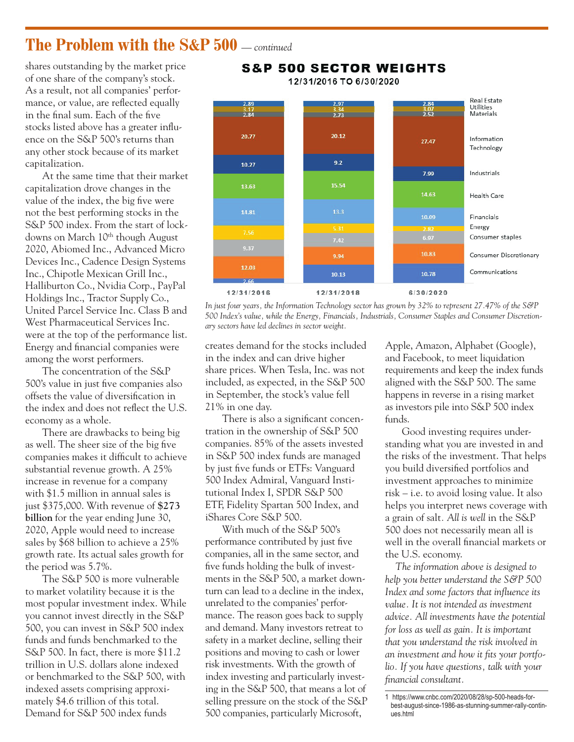## The Problem with the S&P 500 *— continued*

shares outstanding by the market price of one share of the company's stock. As a result, not all companies' performance, or value, are reflected equally in the final sum. Each of the five stocks listed above has a greater influence on the S&P 500's returns than any other stock because of its market capitalization.

At the same time that their market capitalization drove changes in the value of the index, the big five were not the best performing stocks in the S&P 500 index. From the start of lockdowns on March 10th though August 2020, Abiomed Inc., Advanced Micro Devices Inc., Cadence Design Systems Inc., Chipotle Mexican Grill Inc., Halliburton Co., Nvidia Corp., PayPal Holdings Inc., Tractor Supply Co., United Parcel Service Inc. Class B and West Pharmaceutical Services Inc. were at the top of the performance list. Energy and financial companies were among the worst performers.

The concentration of the S&P 500's value in just five companies also offsets the value of diversification in the index and does not reflect the U.S. economy as a whole.

There are drawbacks to being big as well. The sheer size of the big five companies makes it difficult to achieve substantial revenue growth. A 25% increase in revenue for a company with $1.5 million in annual sales is just $375,000. With revenue of **$273 billion** for the year ending June 30, 2020, Apple would need to increase sales by $68 billion to achieve a 25% growth rate. Its actual sales growth for the period was 5.7%.

The S&P 500 is more vulnerable to market volatility because it is the most popular investment index. While you cannot invest directly in the S&P 500, you can invest in S&P 500 index funds and funds benchmarked to the S&P 500. In fact, there is more $11.2 trillion in U.S. dollars alone indexed or benchmarked to the S&P 500, with indexed assets comprising approximately $4.6 trillion of this total. Demand for S&P 500 index funds

**S&P 500 SECTOR WEIGHTS**

**12/31/2016 TO 6/30/2020**

| Sector | 12/31/2016 | 12/31/2018 | 6/30/2020 |
|---|---|---|---|
| Real Estate | 2.89 | 2.97 | 2.84 |
| Utilities | 3.17 | 3.34 | 3.07 |
| Materials | 2.84 | 2.73 | 2.52 |
| Information Technology | 20.77 | 20.12 | 27.47 |
| Industrials | 10.27 | 9.2 | 7.99 |
| Health Care | 13.63 | 15.54 | 14.63 |
| Financials | 14.81 | 13.3 | 10.09 |
| Energy | 7.56 | 5.31 | 2.82 |
| Consumer staples | 9.37 | 7.42 | 6.97 |
| Consumer Discretionary | 12.03 | 9.94 | 10.83 |
| Communications | 2.66 | 10.13 | 10.78 |

*In just four years, the Information Technology sector has grown by 32% to represent 27.47% of the S&P 500 Index's value, while the Energy, Financials, Industrials, Consumer Staples and Consumer Discretionary sectors have led declines in sector weight.*

creates demand for the stocks included in the index and can drive higher share prices. When Tesla, Inc. was not included, as expected, in the S&P 500 in September, the stock's value fell 21% in one day.

There is also a significant concentration in the ownership of S&P 500 companies. 85% of the assets invested in S&P 500 index funds are managed by just five funds or ETFs: Vanguard 500 Index Admiral, Vanguard Institutional Index I, SPDR S&P 500 ETF, Fidelity Spartan 500 Index, and iShares Core S&P 500.

With much of the S&P 500's performance contributed by just five companies, all in the same sector, and five funds holding the bulk of investments in the S&P 500, a market downturn can lead to a decline in the index, unrelated to the companies' performance. The reason goes back to supply and demand. Many investors retreat to safety in a market decline, selling their positions and moving to cash or lower risk investments. With the growth of index investing and particularly investing in the S&P 500, that means a lot of selling pressure on the stock of the S&P 500 companies, particularly Microsoft, Apple, Amazon, Alphabet (Google), and Facebook, to meet liquidation requirements and keep the index funds aligned with the S&P 500. The same happens in reverse in a rising market as investors pile into S&P 500 index funds.

Good investing requires understanding what you are invested in and the risks of the investment. That helps you build diversified portfolios and investment approaches to minimize risk – i.e. to avoid losing value. It also helps you interpret news coverage with a grain of salt. *All is well* in the S&P 500 does not necessarily mean all is well in the overall financial markets or the U.S. economy.

*The information above is designed to help you better understand the S&P 500 Index and some factors that influence its value. It is not intended as investment advice. All investments have the potential for loss as well as gain. It is important that you understand the risk involved in an investment and how it fits your portfolio. If you have questions, talk with your financial consultant.*

---

1 https://www.cnbc.com/2020/08/28/sp-500-heads-for-best-august-since-1986-as-stunning-summer-rally-continues.html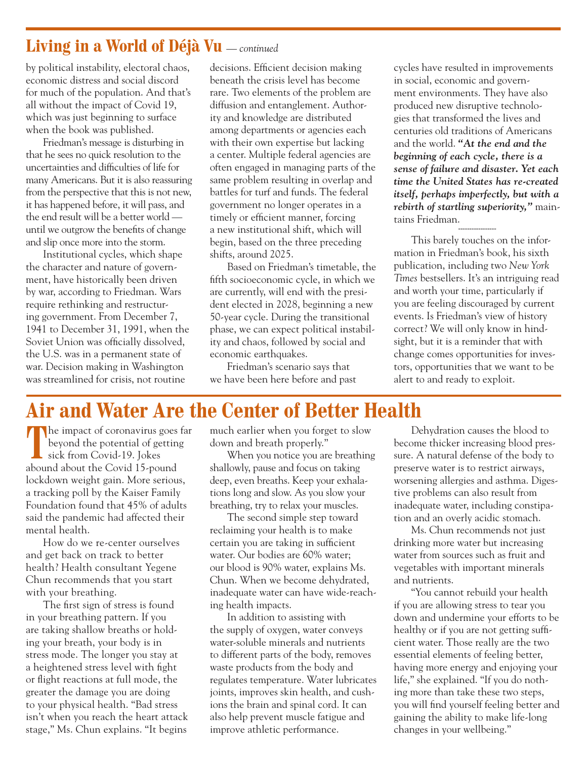## Living in a World of Déjà Vu — *continued*

by political instability, electoral chaos, economic distress and social discord for much of the population. And that's all without the impact of Covid 19, which was just beginning to surface when the book was published.

Friedman's message is disturbing in that he sees no quick resolution to the uncertainties and difficulties of life for many Americans. But it is also reassuring from the perspective that this is not new, it has happened before, it will pass, and the end result will be a better world — until we outgrow the benefits of change and slip once more into the storm.

Institutional cycles, which shape the character and nature of government, have historically been driven by war, according to Friedman. Wars require rethinking and restructuring government. From December 7, 1941 to December 31, 1991, when the Soviet Union was officially dissolved, the U.S. was in a permanent state of war. Decision making in Washington was streamlined for crisis, not routine decisions. Efficient decision making beneath the crisis level has become rare. Two elements of the problem are diffusion and entanglement. Authority and knowledge are distributed among departments or agencies each with their own expertise but lacking a center. Multiple federal agencies are often engaged in managing parts of the same problem resulting in overlap and battles for turf and funds. The federal government no longer operates in a timely or efficient manner, forcing a new institutional shift, which will begin, based on the three preceding shifts, around 2025.

Based on Friedman's timetable, the fifth socioeconomic cycle, in which we are currently, will end with the president elected in 2028, beginning a new 50-year cycle. During the transitional phase, we can expect political instability and chaos, followed by social and economic earthquakes.

Friedman's scenario says that we have been here before and past cycles have resulted in improvements in social, economic and government environments. They have also produced new disruptive technologies that transformed the lives and centuries old traditions of Americans and the world. ***"At the end and the beginning of each cycle, there is a sense of failure and disaster. Yet each time the United States has re-created itself, perhaps imperfectly, but with a rebirth of startling superiority,"*** maintains Friedman.

---

This barely touches on the information in Friedman's book, his sixth publication, including two *New York Times* bestsellers. It's an intriguing read and worth your time, particularly if you are feeling discouraged by current events. Is Friedman's view of history correct? We will only know in hindsight, but it is a reminder that with change comes opportunities for investors, opportunities that we want to be alert to and ready to exploit.

# Air and Water Are the Center of Better Health

The impact of coronavirus goes far beyond the potential of getting sick from Covid-19. Jokes abound about the Covid 15-pound lockdown weight gain. More serious, a tracking poll by the Kaiser Family Foundation found that 45% of adults said the pandemic had affected their mental health.

How do we re-center ourselves and get back on track to better health? Health consultant Yegene Chun recommends that you start with your breathing.

The first sign of stress is found in your breathing pattern. If you are taking shallow breaths or holding your breath, your body is in stress mode. The longer you stay at a heightened stress level with fight or flight reactions at full mode, the greater the damage you are doing to your physical health. "Bad stress isn't when you reach the heart attack stage," Ms. Chun explains. "It begins much earlier when you forget to slow down and breath properly."

When you notice you are breathing shallowly, pause and focus on taking deep, even breaths. Keep your exhalations long and slow. As you slow your breathing, try to relax your muscles.

The second simple step toward reclaiming your health is to make certain you are taking in sufficient water. Our bodies are 60% water; our blood is 90% water, explains Ms. Chun. When we become dehydrated, inadequate water can have wide-reaching health impacts.

In addition to assisting with the supply of oxygen, water conveys water-soluble minerals and nutrients to different parts of the body, removes waste products from the body and regulates temperature. Water lubricates joints, improves skin health, and cushions the brain and spinal cord. It can also help prevent muscle fatigue and improve athletic performance.

Dehydration causes the blood to become thicker increasing blood pressure. A natural defense of the body to preserve water is to restrict airways, worsening allergies and asthma. Digestive problems can also result from inadequate water, including constipation and an overly acidic stomach.

Ms. Chun recommends not just drinking more water but increasing water from sources such as fruit and vegetables with important minerals and nutrients.

"You cannot rebuild your health if you are allowing stress to tear you down and undermine your efforts to be healthy or if you are not getting sufficient water. Those really are the two essential elements of feeling better, having more energy and enjoying your life," she explained. "If you do nothing more than take these two steps, you will find yourself feeling better and gaining the ability to make life-long changes in your wellbeing."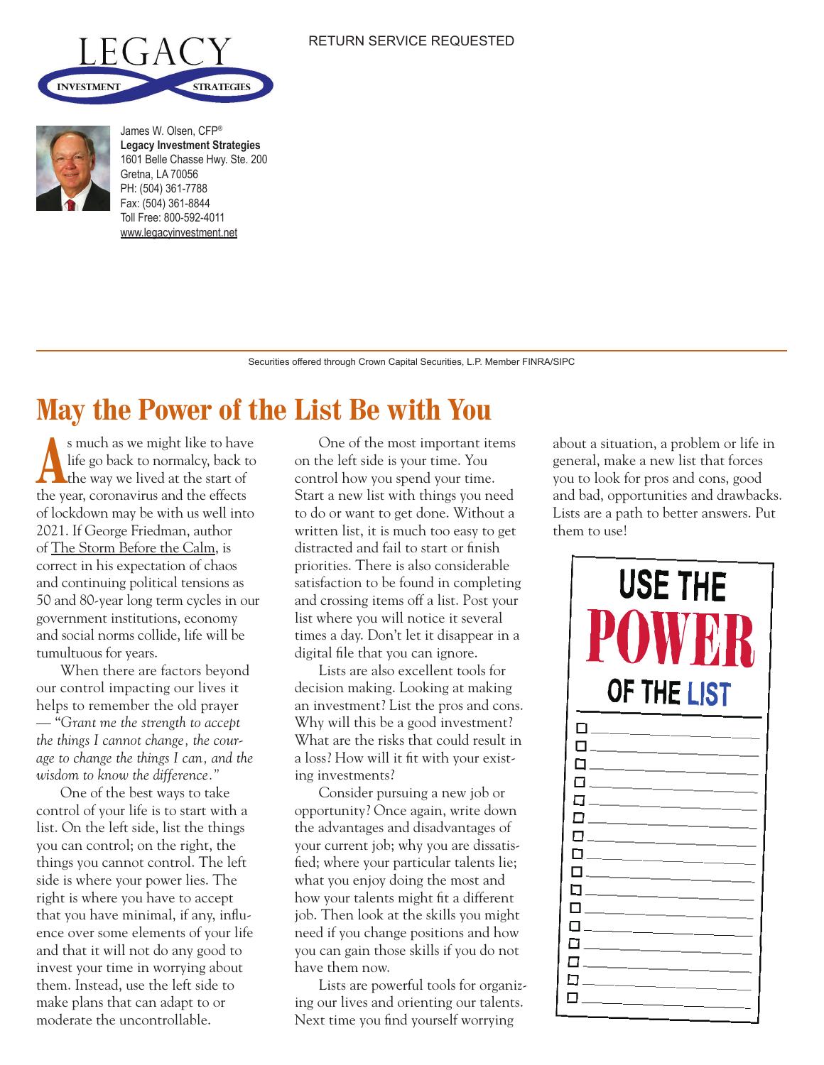LEGACY

INVESTMENT STRATEGIES

RETURN SERVICE REQUESTED

James W. Olsen, CFP®
**Legacy Investment Strategies**
1601 Belle Chasse Hwy. Ste. 200
Gretna, LA 70056
PH: (504) 361-7788
Fax: (504) 361-8844
Toll Free: 800-592-4011
www.legacyinvestment.net

Securities offered through Crown Capital Securities, L.P. Member FINRA/SIPC

# May the Power of the List Be with You

As much as we might like to have life go back to normalcy, back to the way we lived at the start of the year, coronavirus and the effects of lockdown may be with us well into 2021. If George Friedman, author of The Storm Before the Calm, is correct in his expectation of chaos and continuing political tensions as 50 and 80-year long term cycles in our government institutions, economy and social norms collide, life will be tumultuous for years.

When there are factors beyond our control impacting our lives it helps to remember the old prayer — "*Grant me the strength to accept the things I cannot change, the courage to change the things I can, and the wisdom to know the difference.*"

One of the best ways to take control of your life is to start with a list. On the left side, list the things you can control; on the right, the things you cannot control. The left side is where your power lies. The right is where you have to accept that you have minimal, if any, influence over some elements of your life and that it will not do any good to invest your time in worrying about them. Instead, use the left side to make plans that can adapt to or moderate the uncontrollable.

One of the most important items on the left side is your time. You control how you spend your time. Start a new list with things you need to do or want to get done. Without a written list, it is much too easy to get distracted and fail to start or finish priorities. There is also considerable satisfaction to be found in completing and crossing items off a list. Post your list where you will notice it several times a day. Don't let it disappear in a digital file that you can ignore.

Lists are also excellent tools for decision making. Looking at making an investment? List the pros and cons. Why will this be a good investment? What are the risks that could result in a loss? How will it fit with your existing investments?

Consider pursuing a new job or opportunity? Once again, write down the advantages and disadvantages of your current job; why you are dissatisfied; where your particular talents lie; what you enjoy doing the most and how your talents might fit a different job. Then look at the skills you might need if you change positions and how you can gain those skills if you do not have them now.

Lists are powerful tools for organizing our lives and orienting our talents. Next time you find yourself worrying about a situation, a problem or life in general, make a new list that forces you to look for pros and cons, good and bad, opportunities and drawbacks. Lists are a path to better answers. Put them to use!

USE THE POWER OF THE LIST